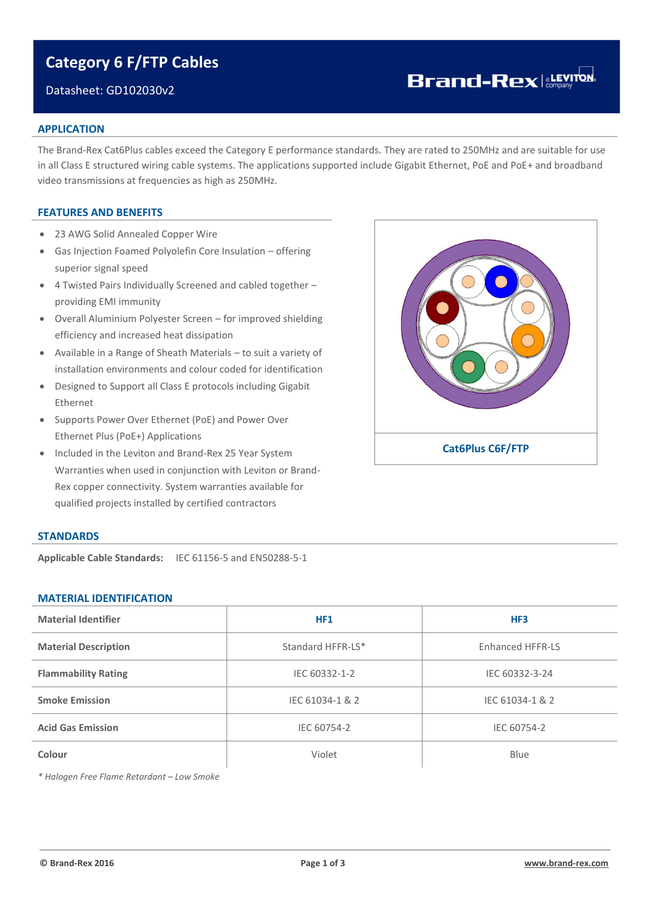# Category 6 F/FTP Cables

Datasheet: GD102030v2

## APPLICATION

The Brand-Rex Cat6Plus cables exceed the Category E performance standards. They are rated to 250MHz and are suitable for use in all Class E structured wiring cable systems. The applications supported include Gigabit Ethernet, PoE and PoE+ and broadband video transmissions at frequencies as high as 250MHz.

## FEATURES AND BENEFITS

- 23 AWG Solid Annealed Copper Wire
- Gas Injection Foamed Polyolefin Core Insulation – offering superior signal speed
- 4 Twisted Pairs Individually Screened and cabled together – providing EMI immunity
- Overall Aluminium Polyester Screen – for improved shielding efficiency and increased heat dissipation
- Available in a Range of Sheath Materials – to suit a variety of installation environments and colour coded for identification
- Designed to Support all Class E protocols including Gigabit Ethernet
- Supports Power Over Ethernet (PoE) and Power Over Ethernet Plus (PoE+) Applications
- Included in the Leviton and Brand-Rex 25 Year System Warranties when used in conjunction with Leviton or Brand-Rex copper connectivity. System warranties available for qualified projects installed by certified contractors

Cat6Plus C6F/FTP

## STANDARDS

**Applicable Cable Standards:** IEC 61156-5 and EN50288-5-1

## MATERIAL IDENTIFICATION

| Material Identifier | HF1 | HF3 |
|---|---|---|
| Material Description | Standard HFFR-LS* | Enhanced HFFR-LS |
| Flammability Rating | IEC 60332-1-2 | IEC 60332-3-24 |
| Smoke Emission | IEC 61034-1 & 2 | IEC 61034-1 & 2 |
| Acid Gas Emission | IEC 60754-2 | IEC 60754-2 |
| Colour | Violet | Blue |

*\* Halogen Free Flame Retardant – Low Smoke*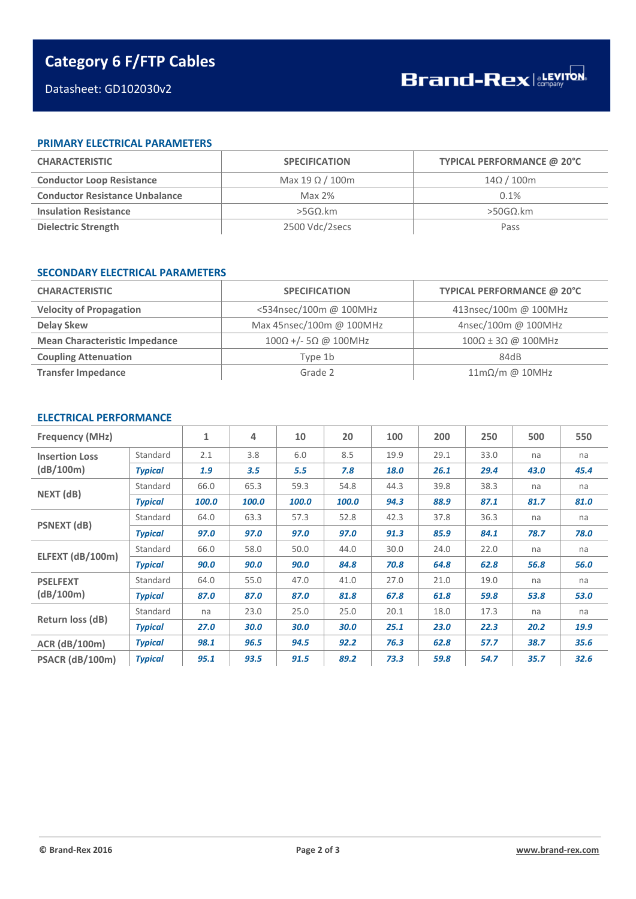# Category 6 F/FTP Cables

Datasheet: GD102030v2

## PRIMARY ELECTRICAL PARAMETERS

| CHARACTERISTIC | SPECIFICATION | TYPICAL PERFORMANCE @ 20°C |
|---|---|---|
| **Conductor Loop Resistance** | Max 19 Ω / 100m | 14Ω / 100m |
| **Conductor Resistance Unbalance** | Max 2% | 0.1% |
| **Insulation Resistance** | >5GΩ.km | >50GΩ.km |
| **Dielectric Strength** | 2500 Vdc/2secs | Pass |

## SECONDARY ELECTRICAL PARAMETERS

| CHARACTERISTIC | SPECIFICATION | TYPICAL PERFORMANCE @ 20°C |
|---|---|---|
| **Velocity of Propagation** | <534nsec/100m @ 100MHz | 413nsec/100m @ 100MHz |
| **Delay Skew** | Max 45nsec/100m @ 100MHz | 4nsec/100m @ 100MHz |
| **Mean Characteristic Impedance** | 100Ω +/- 5Ω @ 100MHz | 100Ω ± 3Ω @ 100MHz |
| **Coupling Attenuation** | Type 1b | 84dB |
| **Transfer Impedance** | Grade 2 | 11mΩ/m @ 10MHz |

## ELECTRICAL PERFORMANCE

| Frequency (MHz) | | 1 | 4 | 10 | 20 | 100 | 200 | 250 | 500 | 550 |
|---|---|---|---|---|---|---|---|---|---|---|
| **Insertion Loss (dB/100m)** | Standard | 2.1 | 3.8 | 6.0 | 8.5 | 19.9 | 29.1 | 33.0 | na | na |
| | ***Typical*** | ***1.9*** | ***3.5*** | ***5.5*** | ***7.8*** | ***18.0*** | ***26.1*** | ***29.4*** | ***43.0*** | ***45.4*** |
| **NEXT (dB)** | Standard | 66.0 | 65.3 | 59.3 | 54.8 | 44.3 | 39.8 | 38.3 | na | na |
| | ***Typical*** | ***100.0*** | ***100.0*** | ***100.0*** | ***100.0*** | ***94.3*** | ***88.9*** | ***87.1*** | ***81.7*** | ***81.0*** |
| **PSNEXT (dB)** | Standard | 64.0 | 63.3 | 57.3 | 52.8 | 42.3 | 37.8 | 36.3 | na | na |
| | ***Typical*** | ***97.0*** | ***97.0*** | ***97.0*** | ***97.0*** | ***91.3*** | ***85.9*** | ***84.1*** | ***78.7*** | ***78.0*** |
| **ELFEXT (dB/100m)** | Standard | 66.0 | 58.0 | 50.0 | 44.0 | 30.0 | 24.0 | 22.0 | na | na |
| | ***Typical*** | ***90.0*** | ***90.0*** | ***90.0*** | ***84.8*** | ***70.8*** | ***64.8*** | ***62.8*** | ***56.8*** | ***56.0*** |
| **PSELFEXT (dB/100m)** | Standard | 64.0 | 55.0 | 47.0 | 41.0 | 27.0 | 21.0 | 19.0 | na | na |
| | ***Typical*** | ***87.0*** | ***87.0*** | ***87.0*** | ***81.8*** | ***67.8*** | ***61.8*** | ***59.8*** | ***53.8*** | ***53.0*** |
| **Return loss (dB)** | Standard | na | 23.0 | 25.0 | 25.0 | 20.1 | 18.0 | 17.3 | na | na |
| | ***Typical*** | ***27.0*** | ***30.0*** | ***30.0*** | ***30.0*** | ***25.1*** | ***23.0*** | ***22.3*** | ***20.2*** | ***19.9*** |
| **ACR (dB/100m)** | ***Typical*** | ***98.1*** | ***96.5*** | ***94.5*** | ***92.2*** | ***76.3*** | ***62.8*** | ***57.7*** | ***38.7*** | ***35.6*** |
| **PSACR (dB/100m)** | ***Typical*** | ***95.1*** | ***93.5*** | ***91.5*** | ***89.2*** | ***73.3*** | ***59.8*** | ***54.7*** | ***35.7*** | ***32.6*** |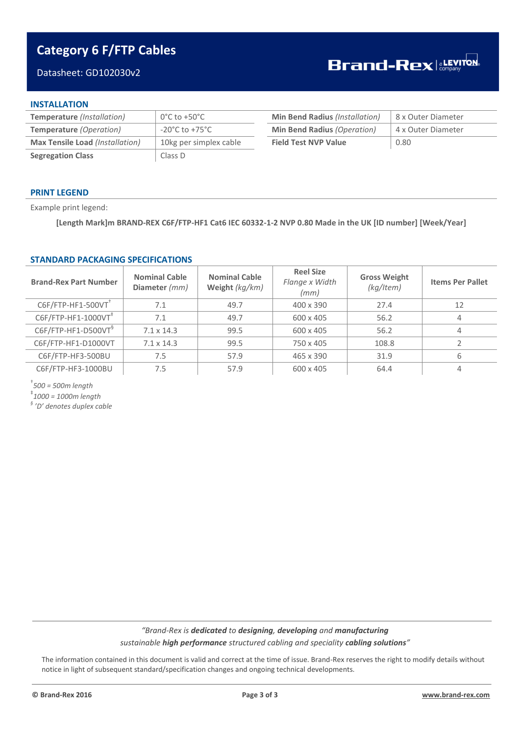# Category 6 F/FTP Cables

Datasheet: GD102030v2

## INSTALLATION

| | | | |
|---|---|---|---|
| **Temperature** *(Installation)* | 0°C to +50°C | **Min Bend Radius** *(Installation)* | 8 x Outer Diameter |
| **Temperature** *(Operation)* | -20°C to +75°C | **Min Bend Radius** *(Operation)* | 4 x Outer Diameter |
| **Max Tensile Load** *(Installation)* | 10kg per simplex cable | **Field Test NVP Value** | 0.80 |
| **Segregation Class** | Class D | | |

## PRINT LEGEND

Example print legend:

**[Length Mark]m BRAND-REX C6F/FTP-HF1 Cat6 IEC 60332-1-2 NVP 0.80 Made in the UK [ID number] [Week/Year]**

## STANDARD PACKAGING SPECIFICATIONS

| Brand-Rex Part Number | Nominal Cable Diameter *(mm)* | Nominal Cable Weight *(kg/km)* | Reel Size *Flange x Width (mm)* | Gross Weight *(kg/Item)* | Items Per Pallet |
|---|---|---|---|---|---|
| C6F/FTP-HF1-500VT[†] | 7.1 | 49.7 | 400 x 390 | 27.4 | 12 |
| C6F/FTP-HF1-1000VT[‡] | 7.1 | 49.7 | 600 x 405 | 56.2 | 4 |
| C6F/FTP-HF1-D500VT[§] | 7.1 x 14.3 | 99.5 | 600 x 405 | 56.2 | 4 |
| C6F/FTP-HF1-D1000VT | 7.1 x 14.3 | 99.5 | 750 x 405 | 108.8 | 2 |
| C6F/FTP-HF3-500BU | 7.5 | 57.9 | 465 x 390 | 31.9 | 6 |
| C6F/FTP-HF3-1000BU | 7.5 | 57.9 | 600 x 405 | 64.4 | 4 |

[†] *500 = 500m length*
[‡] *1000 = 1000m length*
[§] *'D' denotes duplex cable*

*"Brand-Rex is **dedicated** to **designing**, **developing** and **manufacturing** sustainable **high performance** structured cabling and speciality **cabling solutions**"*

The information contained in this document is valid and correct at the time of issue. Brand-Rex reserves the right to modify details without notice in light of subsequent standard/specification changes and ongoing technical developments.

**© Brand-Rex 2016** **www.brand-rex.com**